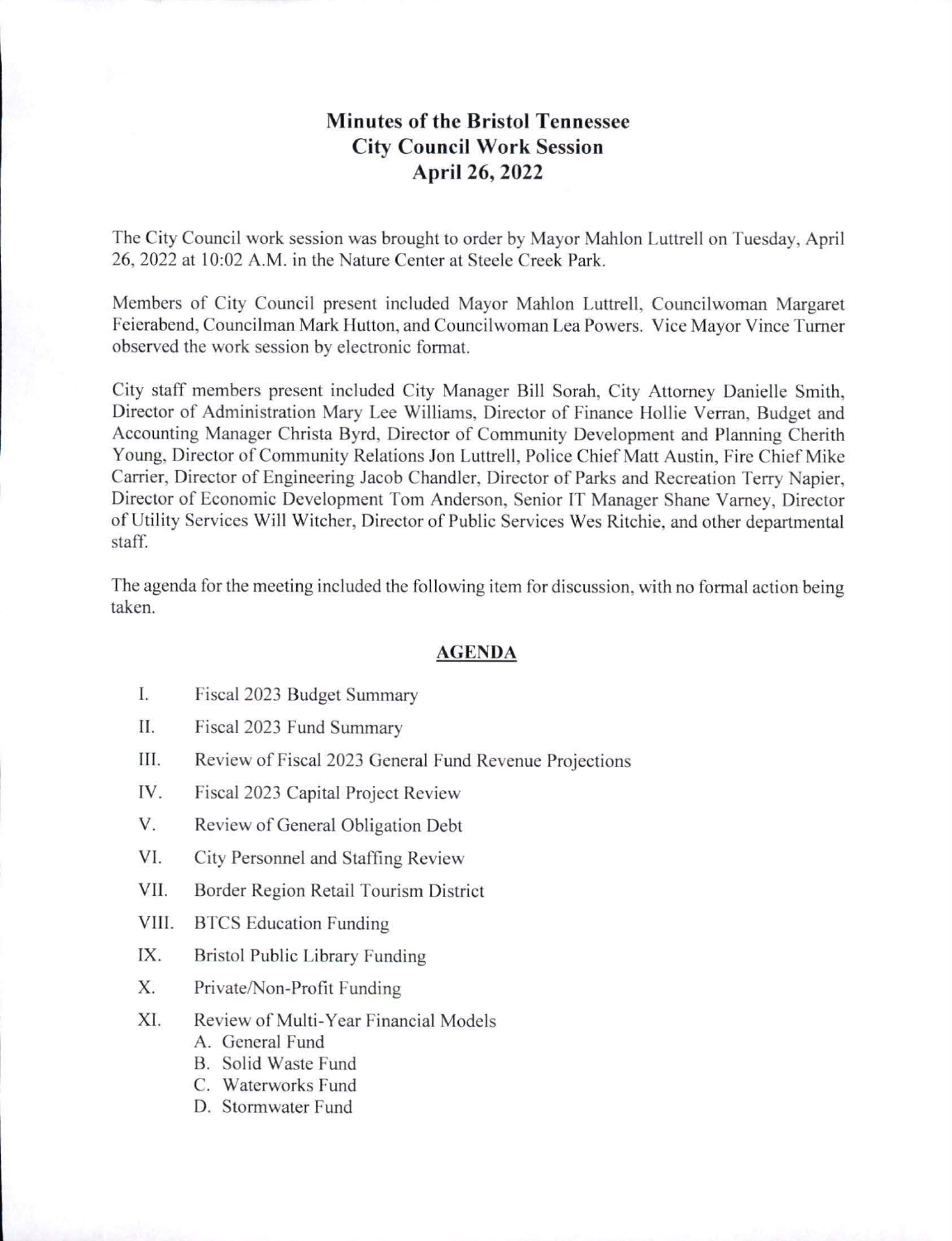# Minutes of the Bristol Tennessee City Council Work Session April 26, 2022

The City Council work session was brought to order by Mayor Mahlon Luttrell on Tuesday, April 26, 2022 at 10:02 A.M. in the Nature Center at Steele Creek Park.

Members of City Council present included Mayor Mahlon Luttrell, Councilwoman Margaret Feierabend, Councilman Mark Hutton, and Councilwoman Lea Powers. Vice Mayor Vince Turner observed the work session by electronic format.

City staff members present included City Manager Bill Sorah, City Attorney Danielle Smith, Director of Administration Mary Lee Williams, Director of Finance Hollie Verran, Budget and Accounting Manager Christa Byrd, Director of Community Development and Planning Cherith Young, Director of Community Relations Jon Luttrell, Police Chief Matt Austin, Fire Chief Mike Carrier, Director of Engineering Jacob Chandler, Director of Parks and Recreation Terry Napier, Director of Economic Development Tom Anderson, Senior IT Manager Shane Varney, Director of Utility Services Will Witcher, Director of Public Services Wes Ritchie, and other departmental staff.

The agenda for the meeting included the following item for discussion, with no formal action being taken.

## AGENDA

I. Fiscal 2023 Budget Summary

II. Fiscal 2023 Fund Summary

III. Review of Fiscal 2023 General Fund Revenue Projections

IV. Fiscal 2023 Capital Project Review

V. Review of General Obligation Debt

VI. City Personnel and Staffing Review

VII. Border Region Retail Tourism District

VIII. BTCS Education Funding

IX. Bristol Public Library Funding

X. Private/Non-Profit Funding

XI. Review of Multi-Year Financial Models
   - A. General Fund
   - B. Solid Waste Fund
   - C. Waterworks Fund
   - D. Stormwater Fund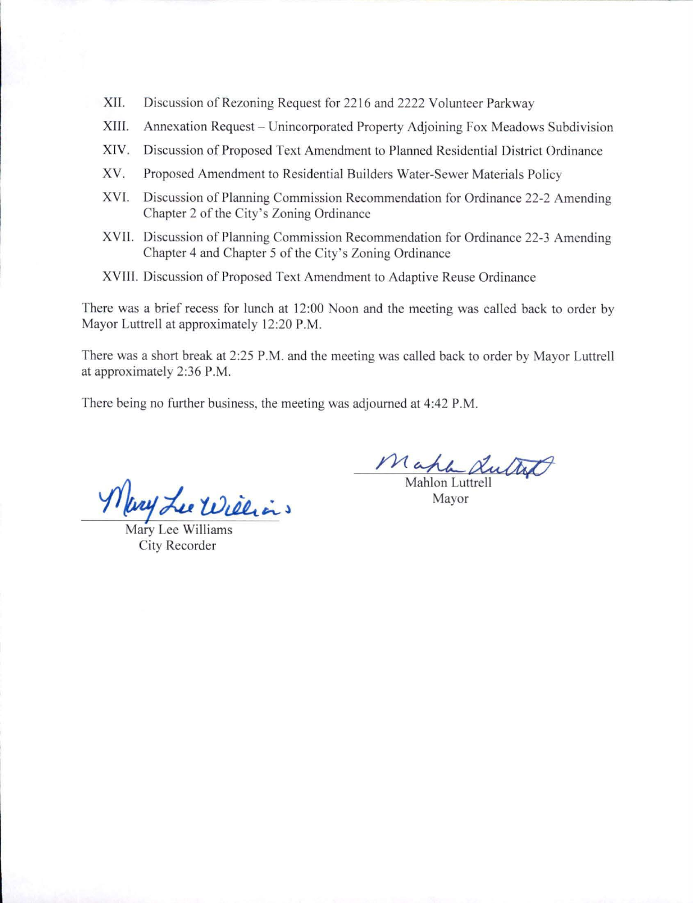XII. Discussion of Rezoning Request for 2216 and 2222 Volunteer Parkway

XIII. Annexation Request – Unincorporated Property Adjoining Fox Meadows Subdivision

XIV. Discussion of Proposed Text Amendment to Planned Residential District Ordinance

XV. Proposed Amendment to Residential Builders Water-Sewer Materials Policy

XVI. Discussion of Planning Commission Recommendation for Ordinance 22-2 Amending Chapter 2 of the City's Zoning Ordinance

XVII. Discussion of Planning Commission Recommendation for Ordinance 22-3 Amending Chapter 4 and Chapter 5 of the City's Zoning Ordinance

XVIII. Discussion of Proposed Text Amendment to Adaptive Reuse Ordinance

There was a brief recess for lunch at 12:00 Noon and the meeting was called back to order by Mayor Luttrell at approximately 12:20 P.M.

There was a short break at 2:25 P.M. and the meeting was called back to order by Mayor Luttrell at approximately 2:36 P.M.

There being no further business, the meeting was adjourned at 4:42 P.M.

Mahlon Luttrell
Mayor

Mary Lee Williams
City Recorder